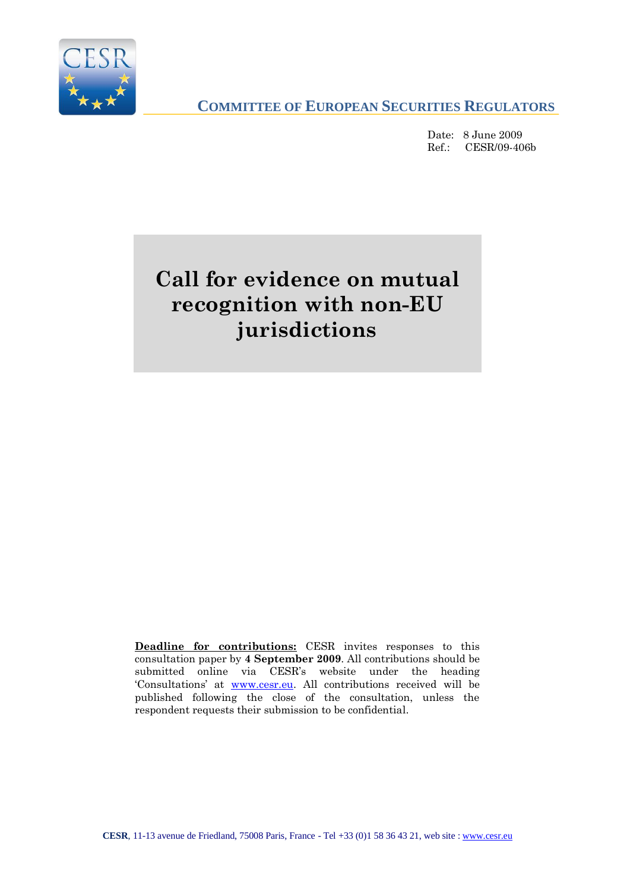**COMMITTEE OF EUROPEAN SECURITIES REGULATORS**

Date: 8 June 2009
Ref.: CESR/09-406b

# Call for evidence on mutual recognition with non-EU jurisdictions

**Deadline for contributions:** CESR invites responses to this consultation paper by **4 September 2009**. All contributions should be submitted online via CESR's website under the heading 'Consultations' at www.cesr.eu. All contributions received will be published following the close of the consultation, unless the respondent requests their submission to be confidential.

**CESR**, 11-13 avenue de Friedland, 75008 Paris, France - Tel +33 (0)1 58 36 43 21, web site : www.cesr.eu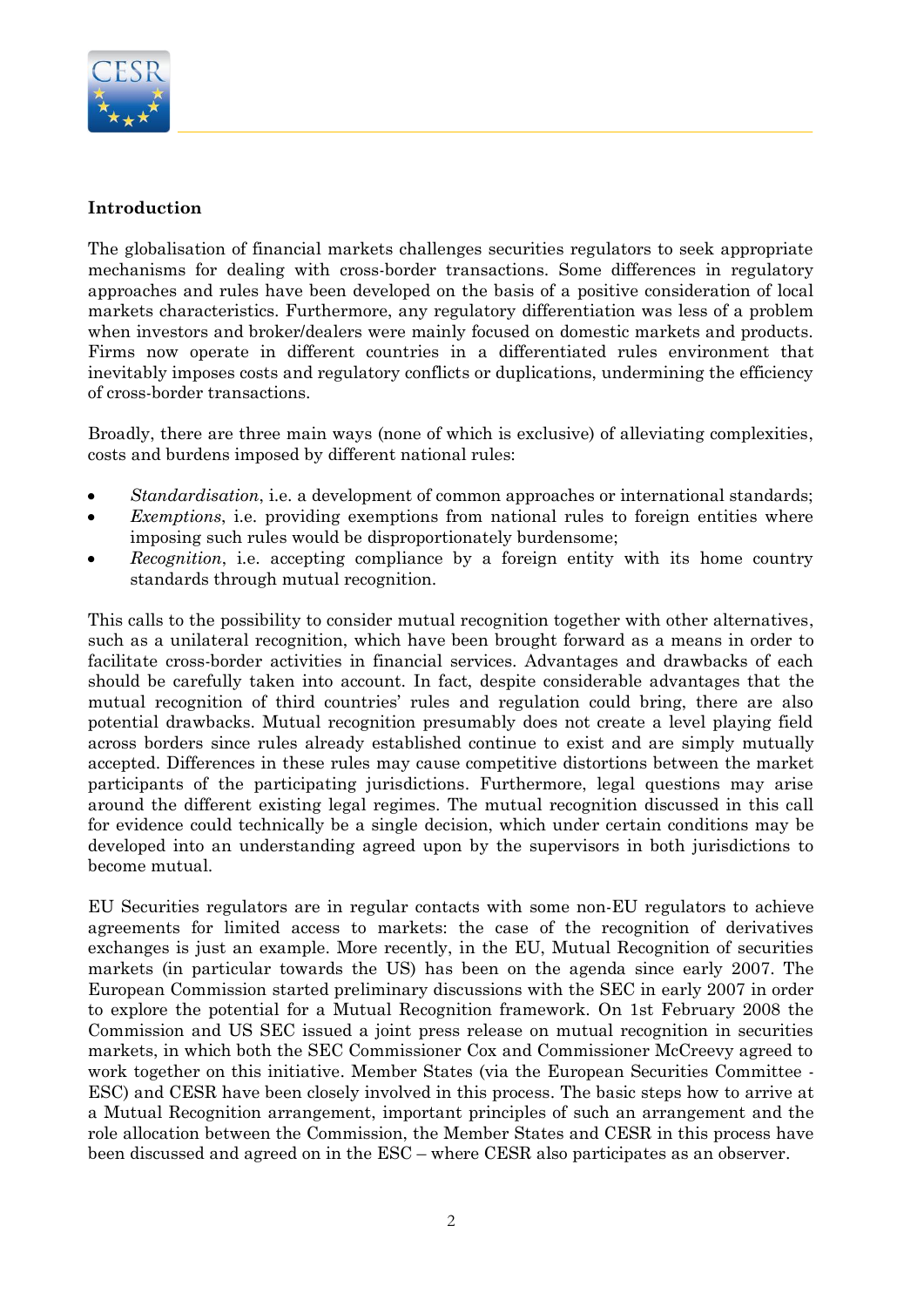**Introduction**

The globalisation of financial markets challenges securities regulators to seek appropriate mechanisms for dealing with cross-border transactions. Some differences in regulatory approaches and rules have been developed on the basis of a positive consideration of local markets characteristics. Furthermore, any regulatory differentiation was less of a problem when investors and broker/dealers were mainly focused on domestic markets and products. Firms now operate in different countries in a differentiated rules environment that inevitably imposes costs and regulatory conflicts or duplications, undermining the efficiency of cross-border transactions.

Broadly, there are three main ways (none of which is exclusive) of alleviating complexities, costs and burdens imposed by different national rules:

- *Standardisation*, i.e. a development of common approaches or international standards;
- *Exemptions*, i.e. providing exemptions from national rules to foreign entities where imposing such rules would be disproportionately burdensome;
- *Recognition*, i.e. accepting compliance by a foreign entity with its home country standards through mutual recognition.

This calls to the possibility to consider mutual recognition together with other alternatives, such as a unilateral recognition, which have been brought forward as a means in order to facilitate cross-border activities in financial services. Advantages and drawbacks of each should be carefully taken into account. In fact, despite considerable advantages that the mutual recognition of third countries' rules and regulation could bring, there are also potential drawbacks. Mutual recognition presumably does not create a level playing field across borders since rules already established continue to exist and are simply mutually accepted. Differences in these rules may cause competitive distortions between the market participants of the participating jurisdictions. Furthermore, legal questions may arise around the different existing legal regimes. The mutual recognition discussed in this call for evidence could technically be a single decision, which under certain conditions may be developed into an understanding agreed upon by the supervisors in both jurisdictions to become mutual.

EU Securities regulators are in regular contacts with some non-EU regulators to achieve agreements for limited access to markets: the case of the recognition of derivatives exchanges is just an example. More recently, in the EU, Mutual Recognition of securities markets (in particular towards the US) has been on the agenda since early 2007. The European Commission started preliminary discussions with the SEC in early 2007 in order to explore the potential for a Mutual Recognition framework. On 1st February 2008 the Commission and US SEC issued a joint press release on mutual recognition in securities markets, in which both the SEC Commissioner Cox and Commissioner McCreevy agreed to work together on this initiative. Member States (via the European Securities Committee - ESC) and CESR have been closely involved in this process. The basic steps how to arrive at a Mutual Recognition arrangement, important principles of such an arrangement and the role allocation between the Commission, the Member States and CESR in this process have been discussed and agreed on in the ESC – where CESR also participates as an observer.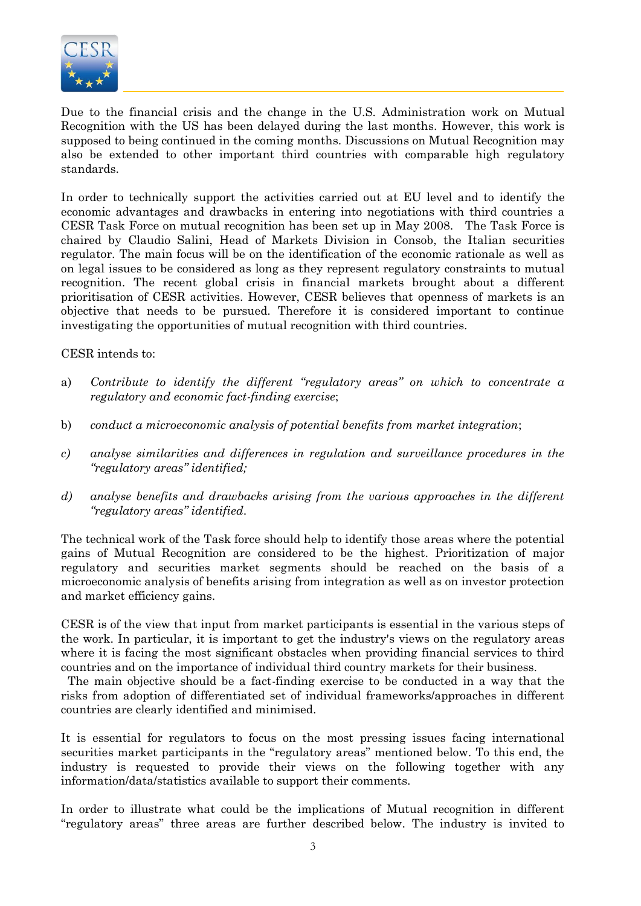Due to the financial crisis and the change in the U.S. Administration work on Mutual Recognition with the US has been delayed during the last months. However, this work is supposed to being continued in the coming months. Discussions on Mutual Recognition may also be extended to other important third countries with comparable high regulatory standards.

In order to technically support the activities carried out at EU level and to identify the economic advantages and drawbacks in entering into negotiations with third countries a CESR Task Force on mutual recognition has been set up in May 2008. The Task Force is chaired by Claudio Salini, Head of Markets Division in Consob, the Italian securities regulator. The main focus will be on the identification of the economic rationale as well as on legal issues to be considered as long as they represent regulatory constraints to mutual recognition. The recent global crisis in financial markets brought about a different prioritisation of CESR activities. However, CESR believes that openness of markets is an objective that needs to be pursued. Therefore it is considered important to continue investigating the opportunities of mutual recognition with third countries.

CESR intends to:

a) *Contribute to identify the different "regulatory areas" on which to concentrate a regulatory and economic fact-finding exercise*;

b) *conduct a microeconomic analysis of potential benefits from market integration*;

c) *analyse similarities and differences in regulation and surveillance procedures in the "regulatory areas" identified;*

d) *analyse benefits and drawbacks arising from the various approaches in the different "regulatory areas" identified.*

The technical work of the Task force should help to identify those areas where the potential gains of Mutual Recognition are considered to be the highest. Prioritization of major regulatory and securities market segments should be reached on the basis of a microeconomic analysis of benefits arising from integration as well as on investor protection and market efficiency gains.

CESR is of the view that input from market participants is essential in the various steps of the work. In particular, it is important to get the industry's views on the regulatory areas where it is facing the most significant obstacles when providing financial services to third countries and on the importance of individual third country markets for their business.

The main objective should be a fact-finding exercise to be conducted in a way that the risks from adoption of differentiated set of individual frameworks/approaches in different countries are clearly identified and minimised.

It is essential for regulators to focus on the most pressing issues facing international securities market participants in the "regulatory areas" mentioned below. To this end, the industry is requested to provide their views on the following together with any information/data/statistics available to support their comments.

In order to illustrate what could be the implications of Mutual recognition in different "regulatory areas" three areas are further described below. The industry is invited to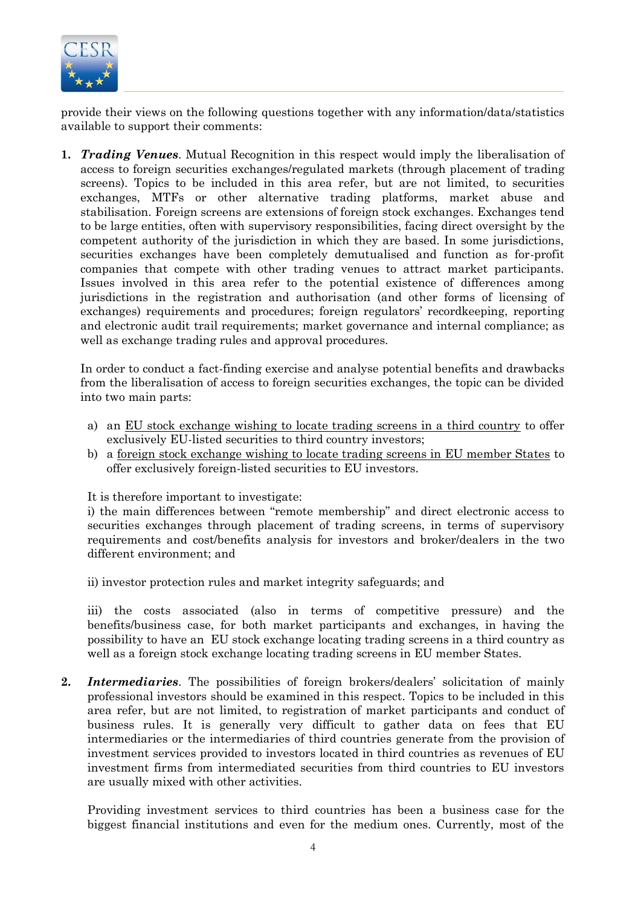provide their views on the following questions together with any information/data/statistics available to support their comments:

1. ***Trading Venues***. Mutual Recognition in this respect would imply the liberalisation of access to foreign securities exchanges/regulated markets (through placement of trading screens). Topics to be included in this area refer, but are not limited, to securities exchanges, MTFs or other alternative trading platforms, market abuse and stabilisation. Foreign screens are extensions of foreign stock exchanges. Exchanges tend to be large entities, often with supervisory responsibilities, facing direct oversight by the competent authority of the jurisdiction in which they are based. In some jurisdictions, securities exchanges have been completely demutualised and function as for-profit companies that compete with other trading venues to attract market participants. Issues involved in this area refer to the potential existence of differences among jurisdictions in the registration and authorisation (and other forms of licensing of exchanges) requirements and procedures; foreign regulators' recordkeeping, reporting and electronic audit trail requirements; market governance and internal compliance; as well as exchange trading rules and approval procedures.

   In order to conduct a fact-finding exercise and analyse potential benefits and drawbacks from the liberalisation of access to foreign securities exchanges, the topic can be divided into two main parts:

   a) an <u>EU stock exchange wishing to locate trading screens in a third country</u> to offer exclusively EU-listed securities to third country investors;
   b) a <u>foreign stock exchange wishing to locate trading screens in EU member States</u> to offer exclusively foreign-listed securities to EU investors.

   It is therefore important to investigate:

   i) the main differences between "remote membership" and direct electronic access to securities exchanges through placement of trading screens, in terms of supervisory requirements and cost/benefits analysis for investors and broker/dealers in the two different environment; and

   ii) investor protection rules and market integrity safeguards; and

   iii) the costs associated (also in terms of competitive pressure) and the benefits/business case, for both market participants and exchanges, in having the possibility to have an EU stock exchange locating trading screens in a third country as well as a foreign stock exchange locating trading screens in EU member States.

2. ***Intermediaries***. The possibilities of foreign brokers/dealers' solicitation of mainly professional investors should be examined in this respect. Topics to be included in this area refer, but are not limited, to registration of market participants and conduct of business rules. It is generally very difficult to gather data on fees that EU intermediaries or the intermediaries of third countries generate from the provision of investment services provided to investors located in third countries as revenues of EU investment firms from intermediated securities from third countries to EU investors are usually mixed with other activities.

   Providing investment services to third countries has been a business case for the biggest financial institutions and even for the medium ones. Currently, most of the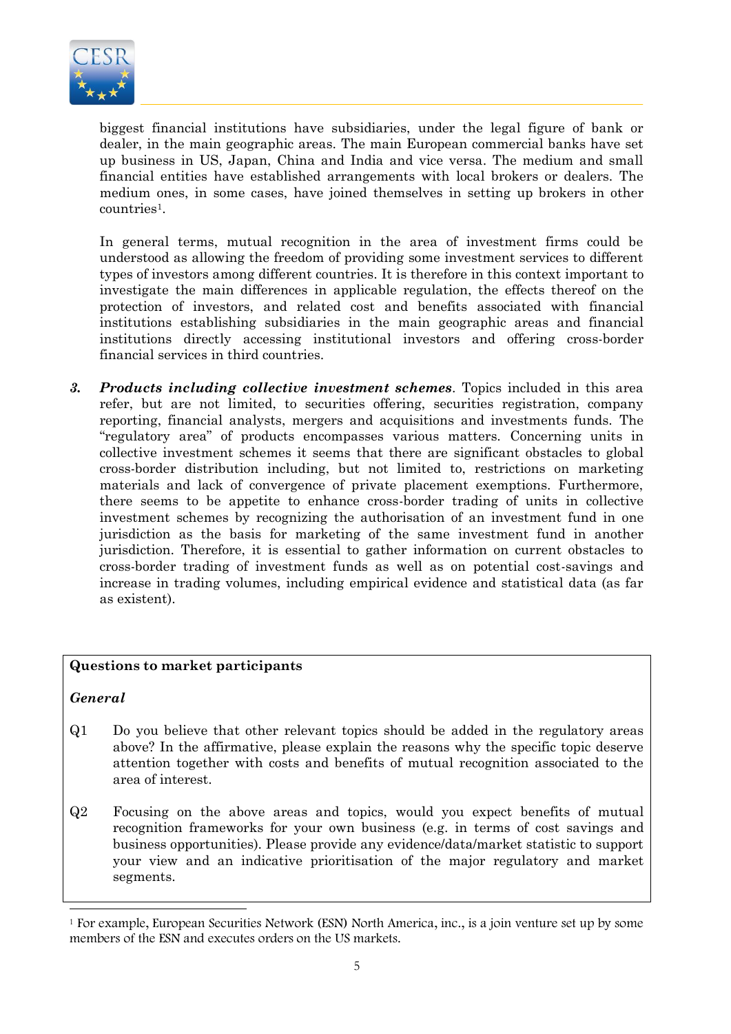biggest financial institutions have subsidiaries, under the legal figure of bank or dealer, in the main geographic areas. The main European commercial banks have set up business in US, Japan, China and India and vice versa. The medium and small financial entities have established arrangements with local brokers or dealers. The medium ones, in some cases, have joined themselves in setting up brokers in other countries[1].

In general terms, mutual recognition in the area of investment firms could be understood as allowing the freedom of providing some investment services to different types of investors among different countries. It is therefore in this context important to investigate the main differences in applicable regulation, the effects thereof on the protection of investors, and related cost and benefits associated with financial institutions establishing subsidiaries in the main geographic areas and financial institutions directly accessing institutional investors and offering cross-border financial services in third countries.

3. ***Products including collective investment schemes***. Topics included in this area refer, but are not limited, to securities offering, securities registration, company reporting, financial analysts, mergers and acquisitions and investments funds. The "regulatory area" of products encompasses various matters. Concerning units in collective investment schemes it seems that there are significant obstacles to global cross-border distribution including, but not limited to, restrictions on marketing materials and lack of convergence of private placement exemptions. Furthermore, there seems to be appetite to enhance cross-border trading of units in collective investment schemes by recognizing the authorisation of an investment fund in one jurisdiction as the basis for marketing of the same investment fund in another jurisdiction. Therefore, it is essential to gather information on current obstacles to cross-border trading of investment funds as well as on potential cost-savings and increase in trading volumes, including empirical evidence and statistical data (as far as existent).

**Questions to market participants**

***General***

Q1 Do you believe that other relevant topics should be added in the regulatory areas above? In the affirmative, please explain the reasons why the specific topic deserve attention together with costs and benefits of mutual recognition associated to the area of interest.

Q2 Focusing on the above areas and topics, would you expect benefits of mutual recognition frameworks for your own business (e.g. in terms of cost savings and business opportunities). Please provide any evidence/data/market statistic to support your view and an indicative prioritisation of the major regulatory and market segments.

[1] For example, European Securities Network (ESN) North America, inc., is a join venture set up by some members of the ESN and executes orders on the US markets.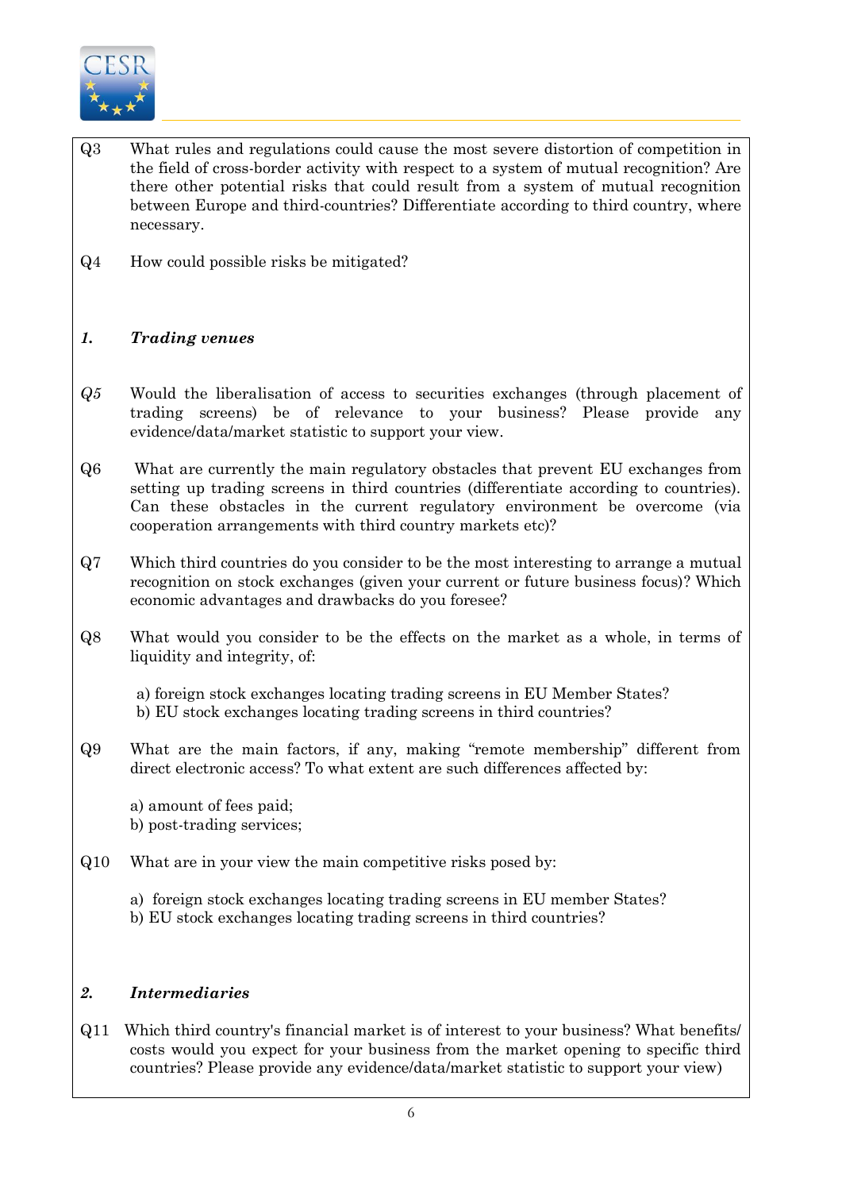Q3 What rules and regulations could cause the most severe distortion of competition in the field of cross-border activity with respect to a system of mutual recognition? Are there other potential risks that could result from a system of mutual recognition between Europe and third-countries? Differentiate according to third country, where necessary.

Q4 How could possible risks be mitigated?

### *1. Trading venues*

*Q5* Would the liberalisation of access to securities exchanges (through placement of trading screens) be of relevance to your business? Please provide any evidence/data/market statistic to support your view.

Q6 What are currently the main regulatory obstacles that prevent EU exchanges from setting up trading screens in third countries (differentiate according to countries). Can these obstacles in the current regulatory environment be overcome (via cooperation arrangements with third country markets etc)?

Q7 Which third countries do you consider to be the most interesting to arrange a mutual recognition on stock exchanges (given your current or future business focus)? Which economic advantages and drawbacks do you foresee?

Q8 What would you consider to be the effects on the market as a whole, in terms of liquidity and integrity, of:

a) foreign stock exchanges locating trading screens in EU Member States?
b) EU stock exchanges locating trading screens in third countries?

Q9 What are the main factors, if any, making "remote membership" different from direct electronic access? To what extent are such differences affected by:

a) amount of fees paid;
b) post-trading services;

Q10 What are in your view the main competitive risks posed by:

a) foreign stock exchanges locating trading screens in EU member States?
b) EU stock exchanges locating trading screens in third countries?

### *2. Intermediaries*

Q11 Which third country's financial market is of interest to your business? What benefits/ costs would you expect for your business from the market opening to specific third countries? Please provide any evidence/data/market statistic to support your view)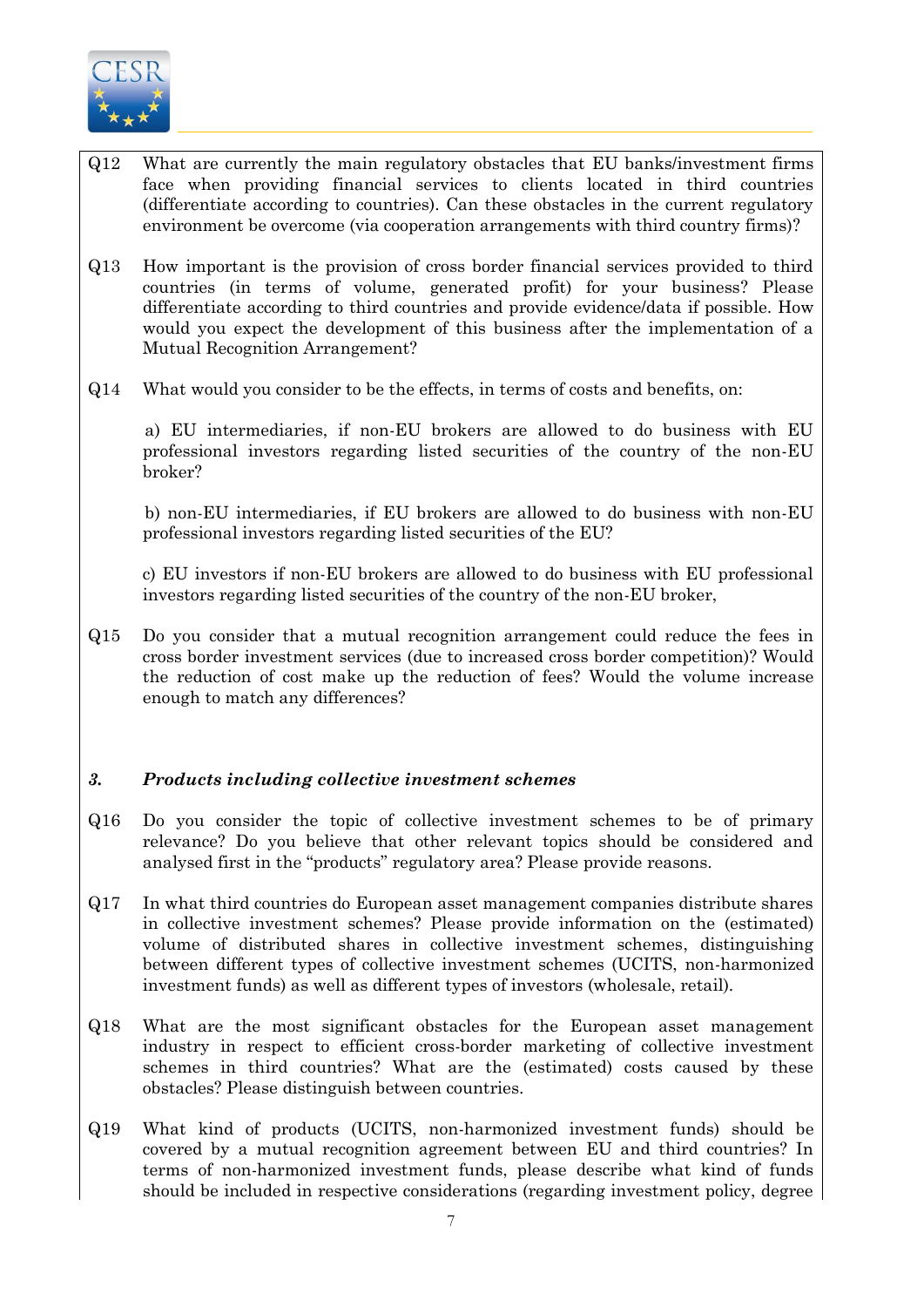Q12 What are currently the main regulatory obstacles that EU banks/investment firms face when providing financial services to clients located in third countries (differentiate according to countries). Can these obstacles in the current regulatory environment be overcome (via cooperation arrangements with third country firms)?

Q13 How important is the provision of cross border financial services provided to third countries (in terms of volume, generated profit) for your business? Please differentiate according to third countries and provide evidence/data if possible. How would you expect the development of this business after the implementation of a Mutual Recognition Arrangement?

Q14 What would you consider to be the effects, in terms of costs and benefits, on:

a) EU intermediaries, if non-EU brokers are allowed to do business with EU professional investors regarding listed securities of the country of the non-EU broker?

b) non-EU intermediaries, if EU brokers are allowed to do business with non-EU professional investors regarding listed securities of the EU?

c) EU investors if non-EU brokers are allowed to do business with EU professional investors regarding listed securities of the country of the non-EU broker,

Q15 Do you consider that a mutual recognition arrangement could reduce the fees in cross border investment services (due to increased cross border competition)? Would the reduction of cost make up the reduction of fees? Would the volume increase enough to match any differences?

### *3. Products including collective investment schemes*

Q16 Do you consider the topic of collective investment schemes to be of primary relevance? Do you believe that other relevant topics should be considered and analysed first in the "products" regulatory area? Please provide reasons.

Q17 In what third countries do European asset management companies distribute shares in collective investment schemes? Please provide information on the (estimated) volume of distributed shares in collective investment schemes, distinguishing between different types of collective investment schemes (UCITS, non-harmonized investment funds) as well as different types of investors (wholesale, retail).

Q18 What are the most significant obstacles for the European asset management industry in respect to efficient cross-border marketing of collective investment schemes in third countries? What are the (estimated) costs caused by these obstacles? Please distinguish between countries.

Q19 What kind of products (UCITS, non-harmonized investment funds) should be covered by a mutual recognition agreement between EU and third countries? In terms of non-harmonized investment funds, please describe what kind of funds should be included in respective considerations (regarding investment policy, degree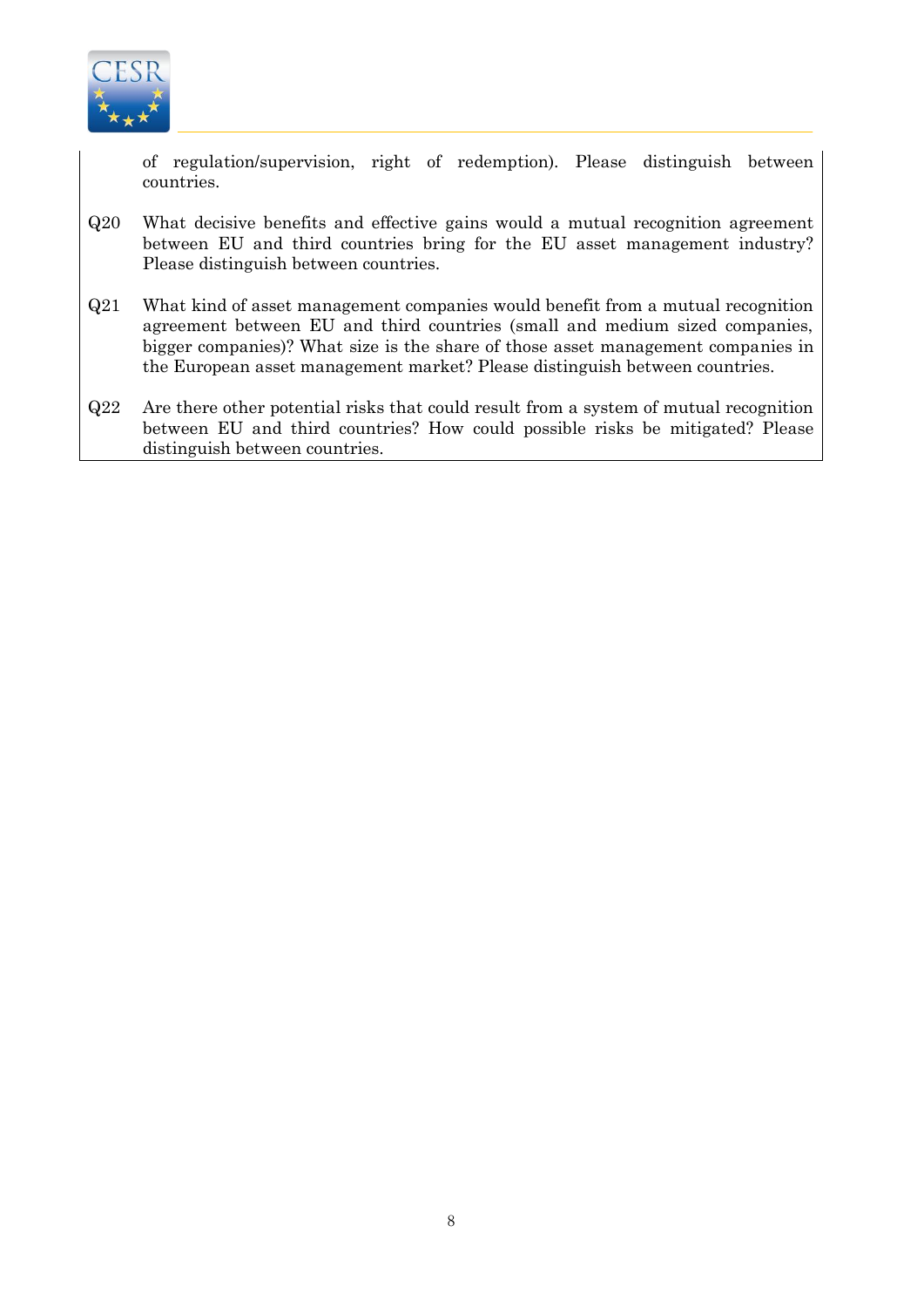of regulation/supervision, right of redemption). Please distinguish between countries.

Q20 What decisive benefits and effective gains would a mutual recognition agreement between EU and third countries bring for the EU asset management industry? Please distinguish between countries.

Q21 What kind of asset management companies would benefit from a mutual recognition agreement between EU and third countries (small and medium sized companies, bigger companies)? What size is the share of those asset management companies in the European asset management market? Please distinguish between countries.

Q22 Are there other potential risks that could result from a system of mutual recognition between EU and third countries? How could possible risks be mitigated? Please distinguish between countries.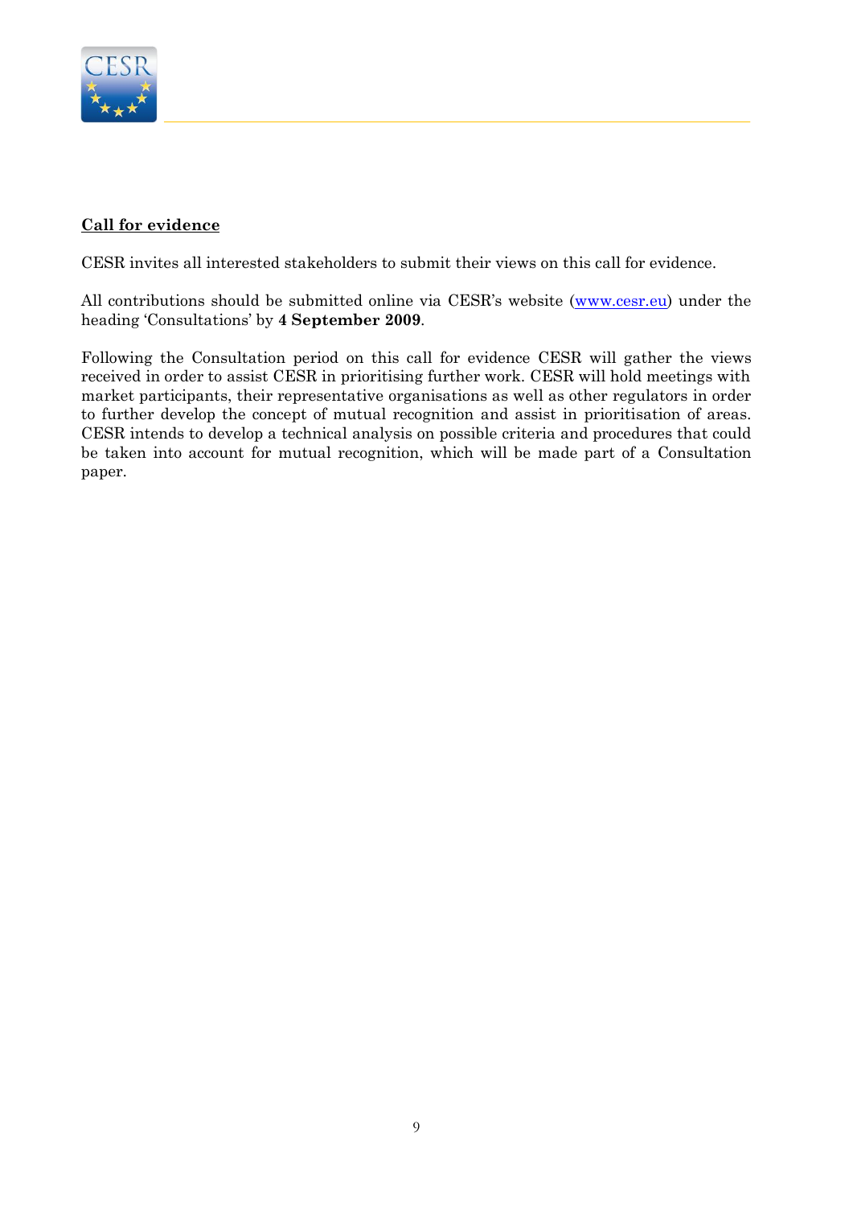**<u>Call for evidence</u>**

CESR invites all interested stakeholders to submit their views on this call for evidence.

All contributions should be submitted online via CESR's website ([www.cesr.eu](http://www.cesr.eu)) under the heading 'Consultations' by **4 September 2009**.

Following the Consultation period on this call for evidence CESR will gather the views received in order to assist CESR in prioritising further work. CESR will hold meetings with market participants, their representative organisations as well as other regulators in order to further develop the concept of mutual recognition and assist in prioritisation of areas. CESR intends to develop a technical analysis on possible criteria and procedures that could be taken into account for mutual recognition, which will be made part of a Consultation paper.